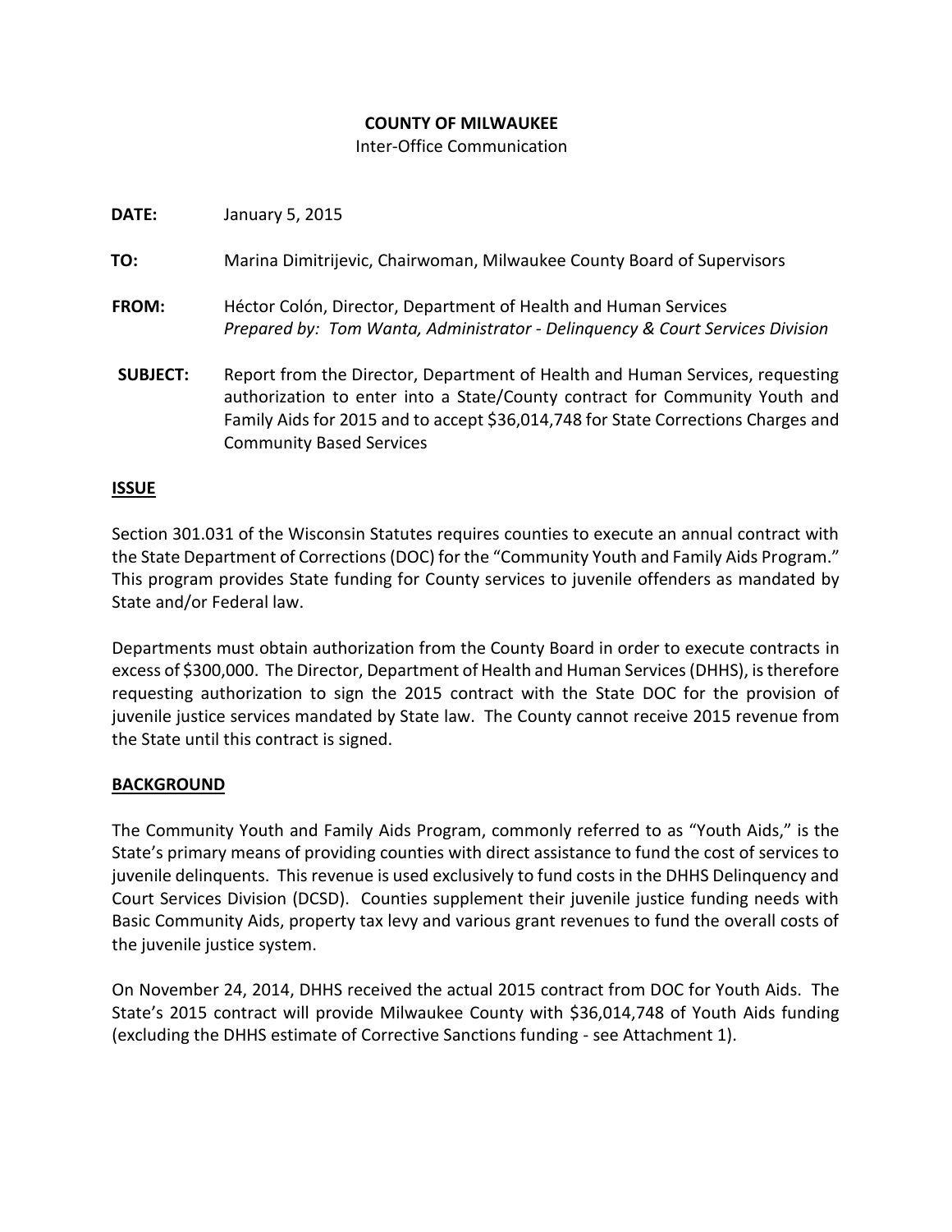**COUNTY OF MILWAUKEE**

Inter-Office Communication

**DATE:** January 5, 2015

**TO:** Marina Dimitrijevic, Chairwoman, Milwaukee County Board of Supervisors

**FROM:** Héctor Colón, Director, Department of Health and Human Services
*Prepared by: Tom Wanta, Administrator - Delinquency & Court Services Division*

**SUBJECT:** Report from the Director, Department of Health and Human Services, requesting authorization to enter into a State/County contract for Community Youth and Family Aids for 2015 and to accept $36,014,748 for State Corrections Charges and Community Based Services

**ISSUE**

Section 301.031 of the Wisconsin Statutes requires counties to execute an annual contract with the State Department of Corrections (DOC) for the "Community Youth and Family Aids Program." This program provides State funding for County services to juvenile offenders as mandated by State and/or Federal law.

Departments must obtain authorization from the County Board in order to execute contracts in excess of $300,000. The Director, Department of Health and Human Services (DHHS), is therefore requesting authorization to sign the 2015 contract with the State DOC for the provision of juvenile justice services mandated by State law. The County cannot receive 2015 revenue from the State until this contract is signed.

**BACKGROUND**

The Community Youth and Family Aids Program, commonly referred to as "Youth Aids," is the State's primary means of providing counties with direct assistance to fund the cost of services to juvenile delinquents. This revenue is used exclusively to fund costs in the DHHS Delinquency and Court Services Division (DCSD). Counties supplement their juvenile justice funding needs with Basic Community Aids, property tax levy and various grant revenues to fund the overall costs of the juvenile justice system.

On November 24, 2014, DHHS received the actual 2015 contract from DOC for Youth Aids. The State's 2015 contract will provide Milwaukee County with $36,014,748 of Youth Aids funding (excluding the DHHS estimate of Corrective Sanctions funding - see Attachment 1).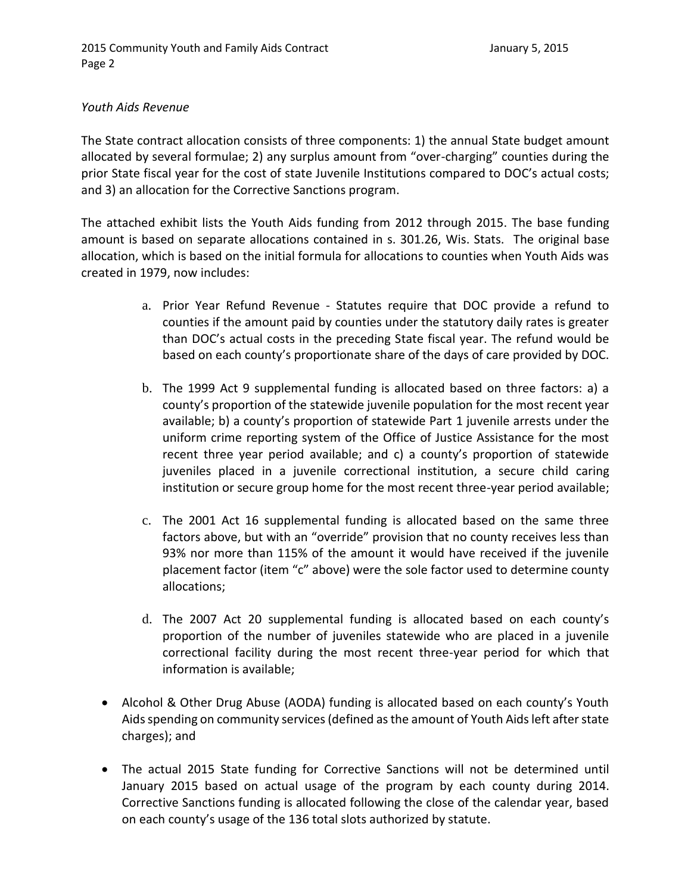*Youth Aids Revenue*

The State contract allocation consists of three components: 1) the annual State budget amount allocated by several formulae; 2) any surplus amount from "over-charging" counties during the prior State fiscal year for the cost of state Juvenile Institutions compared to DOC's actual costs; and 3) an allocation for the Corrective Sanctions program.

The attached exhibit lists the Youth Aids funding from 2012 through 2015. The base funding amount is based on separate allocations contained in s. 301.26, Wis. Stats. The original base allocation, which is based on the initial formula for allocations to counties when Youth Aids was created in 1979, now includes:

a. Prior Year Refund Revenue - Statutes require that DOC provide a refund to counties if the amount paid by counties under the statutory daily rates is greater than DOC's actual costs in the preceding State fiscal year. The refund would be based on each county's proportionate share of the days of care provided by DOC.

b. The 1999 Act 9 supplemental funding is allocated based on three factors: a) a county's proportion of the statewide juvenile population for the most recent year available; b) a county's proportion of statewide Part 1 juvenile arrests under the uniform crime reporting system of the Office of Justice Assistance for the most recent three year period available; and c) a county's proportion of statewide juveniles placed in a juvenile correctional institution, a secure child caring institution or secure group home for the most recent three-year period available;

c. The 2001 Act 16 supplemental funding is allocated based on the same three factors above, but with an "override" provision that no county receives less than 93% nor more than 115% of the amount it would have received if the juvenile placement factor (item "c" above) were the sole factor used to determine county allocations;

d. The 2007 Act 20 supplemental funding is allocated based on each county's proportion of the number of juveniles statewide who are placed in a juvenile correctional facility during the most recent three-year period for which that information is available;

- Alcohol & Other Drug Abuse (AODA) funding is allocated based on each county's Youth Aids spending on community services (defined as the amount of Youth Aids left after state charges); and

- The actual 2015 State funding for Corrective Sanctions will not be determined until January 2015 based on actual usage of the program by each county during 2014. Corrective Sanctions funding is allocated following the close of the calendar year, based on each county's usage of the 136 total slots authorized by statute.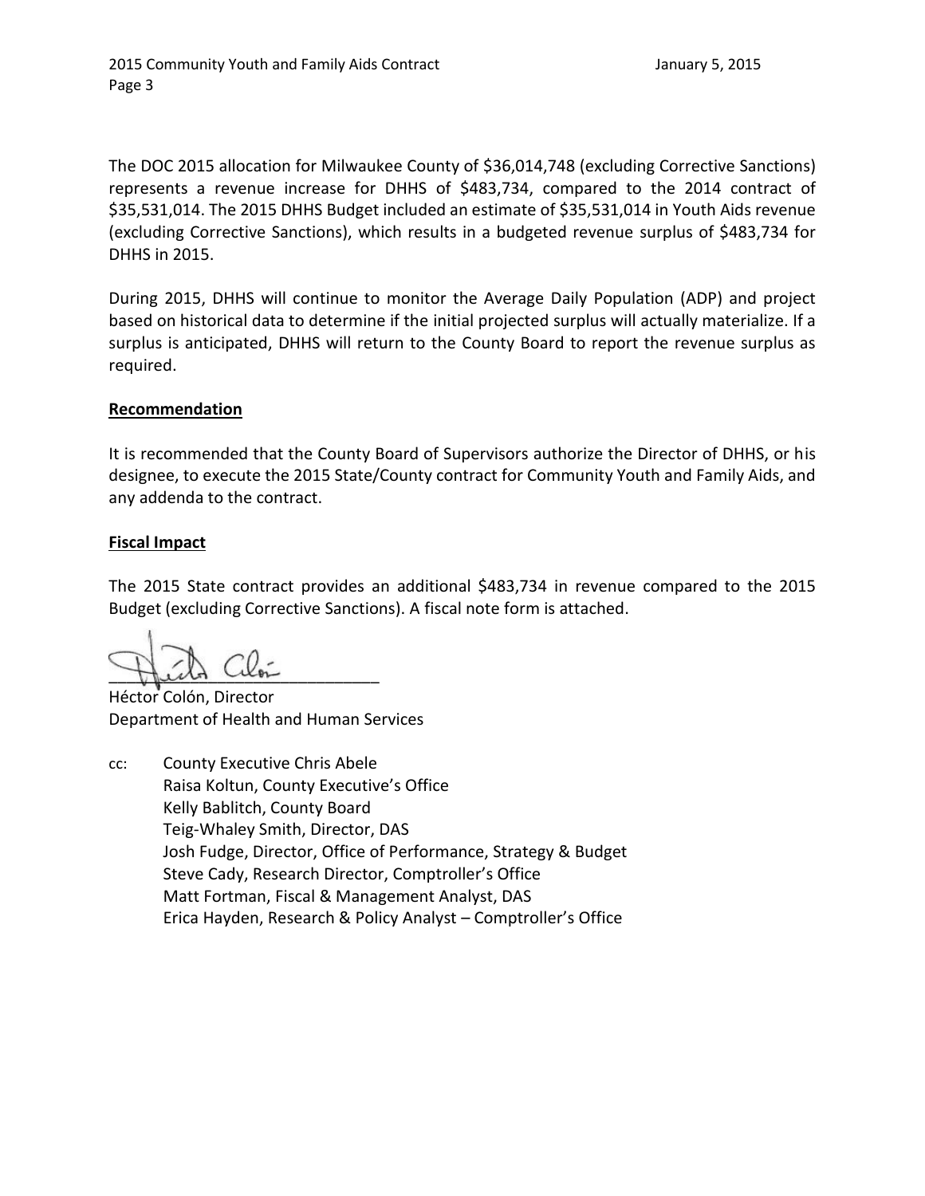The DOC 2015 allocation for Milwaukee County of $36,014,748 (excluding Corrective Sanctions) represents a revenue increase for DHHS of $483,734, compared to the 2014 contract of $35,531,014. The 2015 DHHS Budget included an estimate of $35,531,014 in Youth Aids revenue (excluding Corrective Sanctions), which results in a budgeted revenue surplus of $483,734 for DHHS in 2015.

During 2015, DHHS will continue to monitor the Average Daily Population (ADP) and project based on historical data to determine if the initial projected surplus will actually materialize. If a surplus is anticipated, DHHS will return to the County Board to report the revenue surplus as required.

**Recommendation**

It is recommended that the County Board of Supervisors authorize the Director of DHHS, or his designee, to execute the 2015 State/County contract for Community Youth and Family Aids, and any addenda to the contract.

**Fiscal Impact**

The 2015 State contract provides an additional $483,734 in revenue compared to the 2015 Budget (excluding Corrective Sanctions). A fiscal note form is attached.

Héctor Colón, Director
Department of Health and Human Services

cc: County Executive Chris Abele
Raisa Koltun, County Executive's Office
Kelly Bablitch, County Board
Teig-Whaley Smith, Director, DAS
Josh Fudge, Director, Office of Performance, Strategy & Budget
Steve Cady, Research Director, Comptroller's Office
Matt Fortman, Fiscal & Management Analyst, DAS
Erica Hayden, Research & Policy Analyst – Comptroller's Office